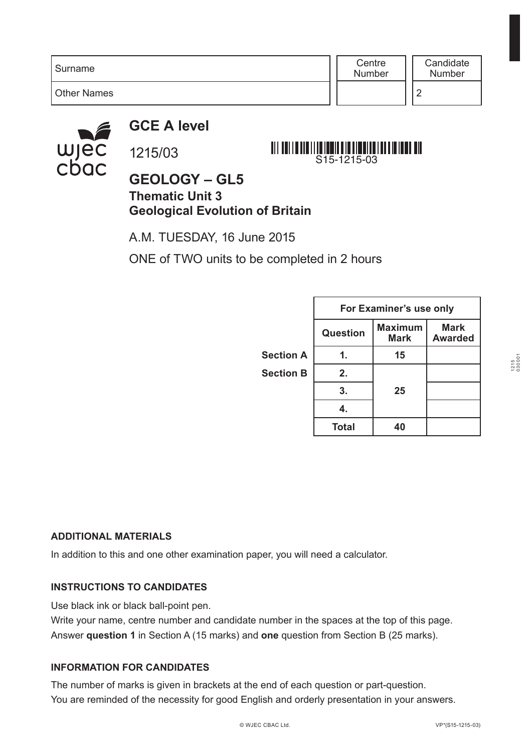| Surname | Centre Number | Candidate Number |
|---|---|---|
| Other Names | | 2 |

# GCE A level

1215/03

S15-1215-03

## GEOLOGY – GL5

### Thematic Unit 3
### Geological Evolution of Britain

A.M. TUESDAY, 16 June 2015

ONE of TWO units to be completed in 2 hours

| | For Examiner's use only | | |
|---|---|---|---|
| | Question | Maximum Mark | Mark Awarded |
| Section A | 1. | 15 | |
| Section B | 2. | 25 | |
| | 3. | | |
| | 4. | | |
| | Total | 40 | |

**ADDITIONAL MATERIALS**

In addition to this and one other examination paper, you will need a calculator.

**INSTRUCTIONS TO CANDIDATES**

Use black ink or black ball-point pen.
Write your name, centre number and candidate number in the spaces at the top of this page.
Answer **question 1** in Section A (15 marks) and **one** question from Section B (25 marks).

**INFORMATION FOR CANDIDATES**

The number of marks is given in brackets at the end of each question or part-question.
You are reminded of the necessity for good English and orderly presentation in your answers.

© WJEC CBAC Ltd.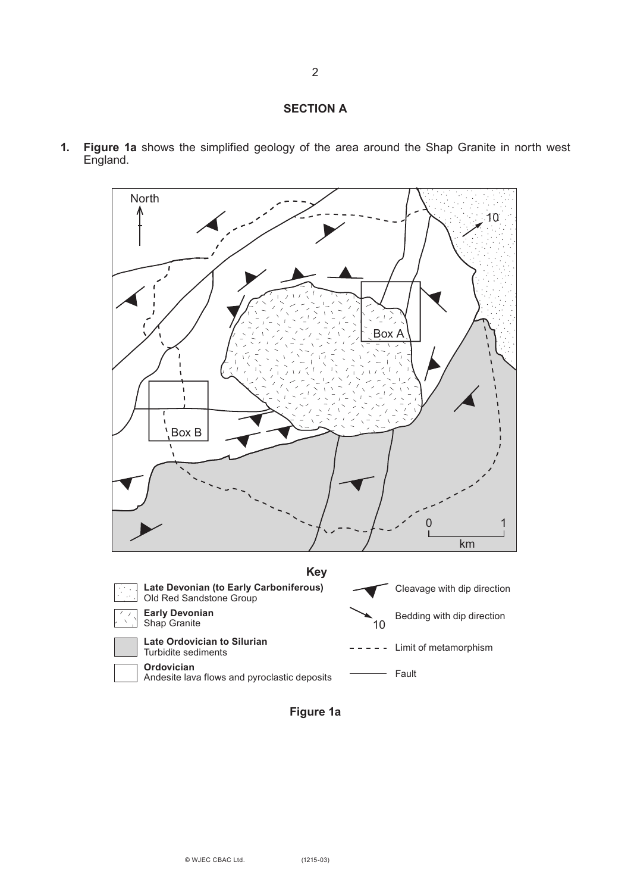## SECTION A

**1.** **Figure 1a** shows the simplified geology of the area around the Shap Granite in north west England.

**Key**

- **Late Devonian (to Early Carboniferous)** Old Red Sandstone Group
- **Early Devonian** Shap Granite
- **Late Ordovician to Silurian** Turbidite sediments
- **Ordovician** Andesite lava flows and pyroclastic deposits
- Cleavage with dip direction
- Bedding with dip direction
- Limit of metamorphism
- Fault

**Figure 1a**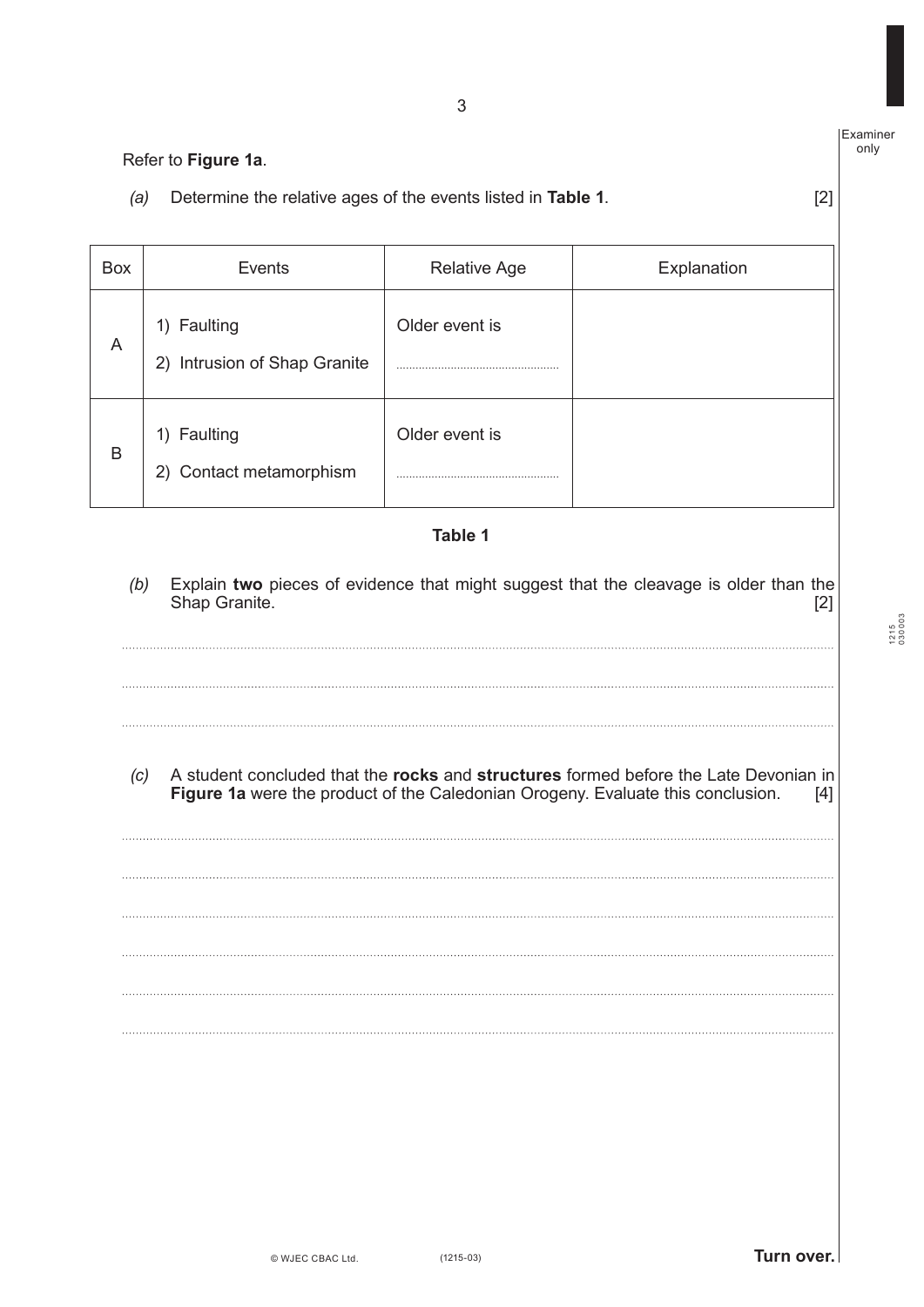Refer to **Figure 1a**.

*(a)* Determine the relative ages of the events listed in **Table 1**. [2]

| Box | Events | Relative Age | Explanation |
|---|---|---|---|
| A | 1) Faulting<br>2) Intrusion of Shap Granite | Older event is<br>.................................................. | |
| B | 1) Faulting<br>2) Contact metamorphism | Older event is<br>.................................................. | |

**Table 1**

*(b)* Explain **two** pieces of evidence that might suggest that the cleavage is older than the Shap Granite. [2]

..............................................................................................................................................................................................

..............................................................................................................................................................................................

..............................................................................................................................................................................................

*(c)* A student concluded that the **rocks** and **structures** formed before the Late Devonian in **Figure 1a** were the product of the Caledonian Orogeny. Evaluate this conclusion. [4]

..............................................................................................................................................................................................

..............................................................................................................................................................................................

..............................................................................................................................................................................................

..............................................................................................................................................................................................

..............................................................................................................................................................................................

..............................................................................................................................................................................................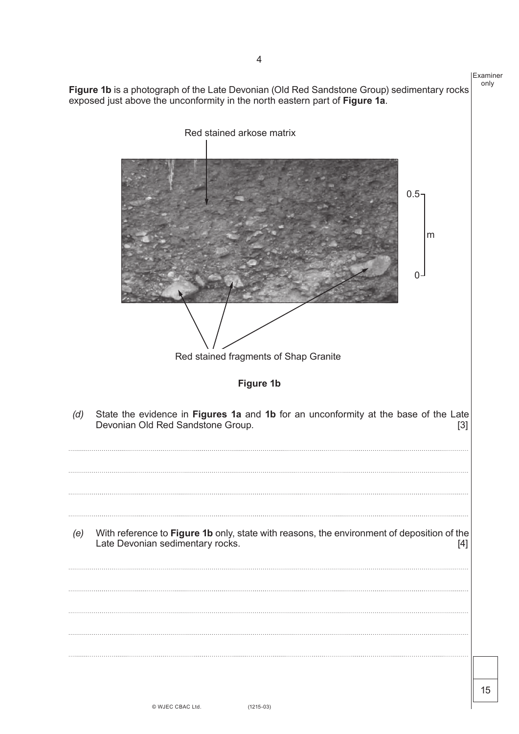**Figure 1b** is a photograph of the Late Devonian (Old Red Sandstone Group) sedimentary rocks exposed just above the unconformity in the north eastern part of **Figure 1a**.

Red stained arkose matrix

0.5 m

0

Red stained fragments of Shap Granite

**Figure 1b**

*(d)* State the evidence in **Figures 1a** and **1b** for an unconformity at the base of the Late Devonian Old Red Sandstone Group. [3]

..............................................................................................................................................

..............................................................................................................................................

..............................................................................................................................................

..............................................................................................................................................

*(e)* With reference to **Figure 1b** only, state with reasons, the environment of deposition of the Late Devonian sedimentary rocks. [4]

..............................................................................................................................................

..............................................................................................................................................

..............................................................................................................................................

..............................................................................................................................................

..............................................................................................................................................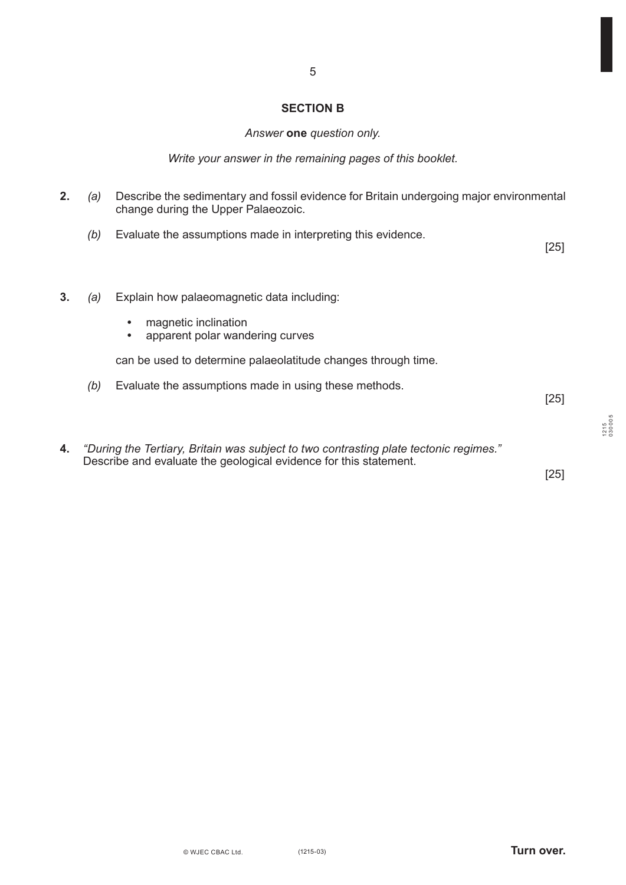## SECTION B

*Answer* **one** *question only.*

*Write your answer in the remaining pages of this booklet.*

**2.** *(a)* Describe the sedimentary and fossil evidence for Britain undergoing major environmental change during the Upper Palaeozoic.

*(b)* Evaluate the assumptions made in interpreting this evidence.

[25]

**3.** *(a)* Explain how palaeomagnetic data including:

- magnetic inclination
- apparent polar wandering curves

can be used to determine palaeolatitude changes through time.

*(b)* Evaluate the assumptions made in using these methods.

[25]

**4.** *"During the Tertiary, Britain was subject to two contrasting plate tectonic regimes."* Describe and evaluate the geological evidence for this statement.

[25]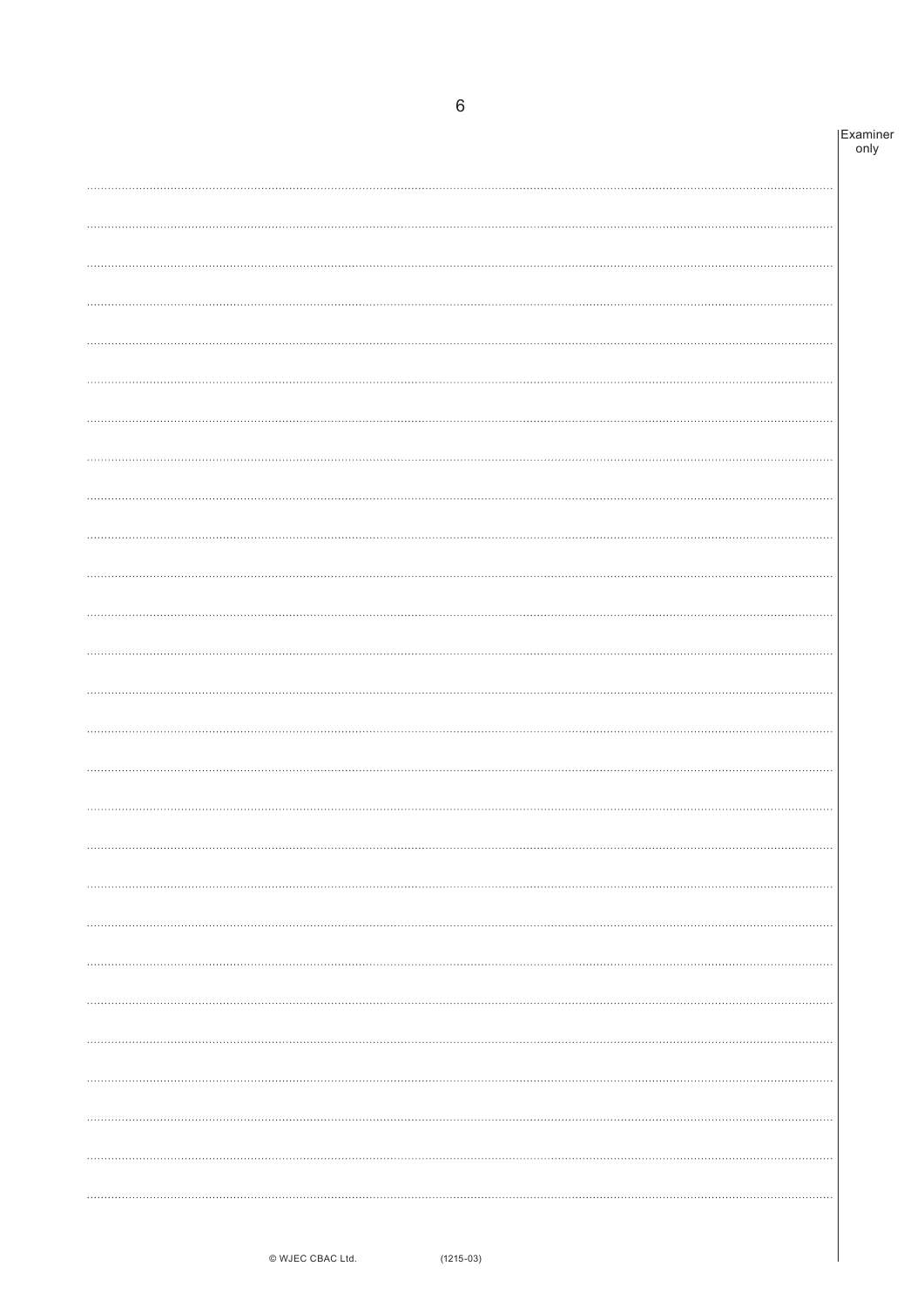Examiner only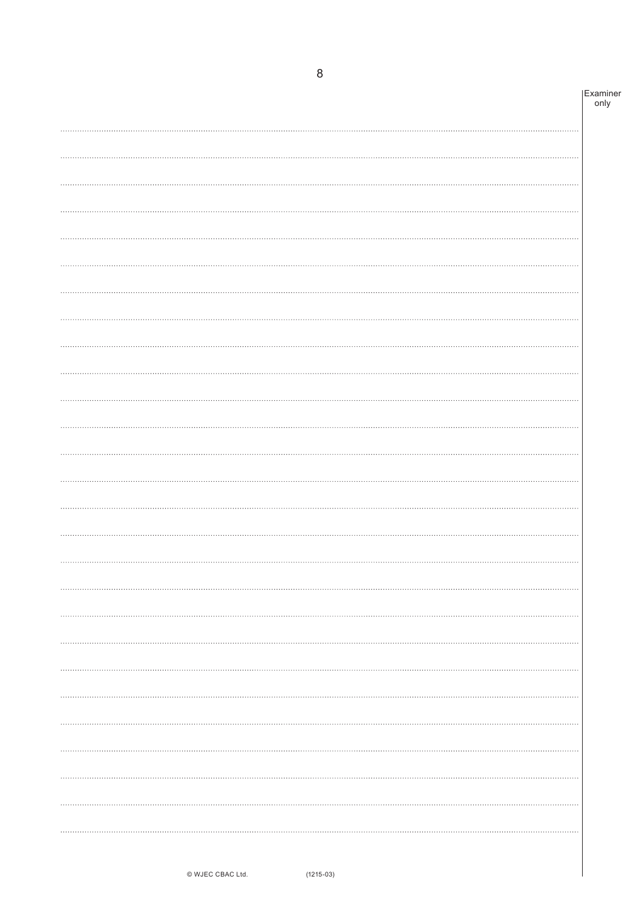Examiner only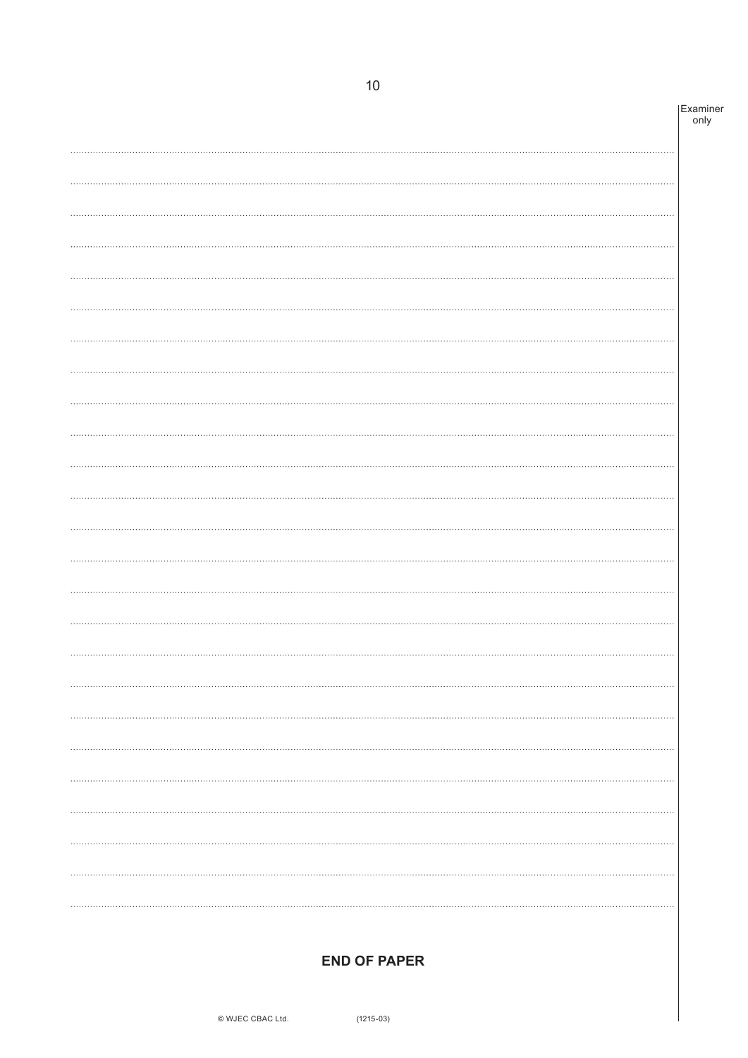**END OF PAPER**